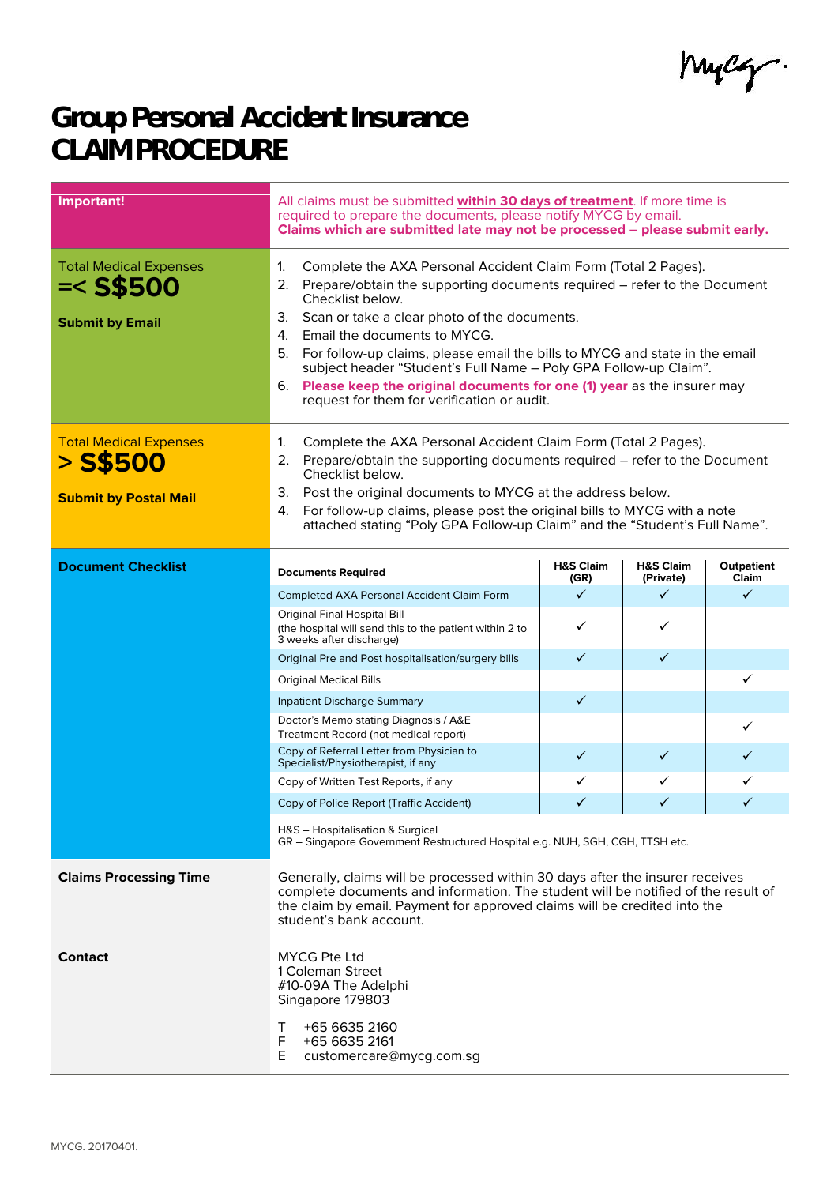# Group Personal Accident Insurance CLAIM PROCEDURE

**Important!**

All claims must be submitted **within 30 days of treatment**. If more time is required to prepare the documents, please notify MYCG by email. **Claims which are submitted late may not be processed – please submit early.**

## Total Medical Expenses =< S$500

**Submit by Email**

1. Complete the AXA Personal Accident Claim Form (Total 2 Pages).
2. Prepare/obtain the supporting documents required – refer to the Document Checklist below.
3. Scan or take a clear photo of the documents.
4. Email the documents to MYCG.
5. For follow-up claims, please email the bills to MYCG and state in the email subject header "Student's Full Name – Poly GPA Follow-up Claim".
6. **Please keep the original documents for one (1) year** as the insurer may request for them for verification or audit.

## Total Medical Expenses > S$500

**Submit by Postal Mail**

1. Complete the AXA Personal Accident Claim Form (Total 2 Pages).
2. Prepare/obtain the supporting documents required – refer to the Document Checklist below.
3. Post the original documents to MYCG at the address below.
4. For follow-up claims, please post the original bills to MYCG with a note attached stating "Poly GPA Follow-up Claim" and the "Student's Full Name".

## Document Checklist

| Documents Required | H&S Claim (GR) | H&S Claim (Private) | Outpatient Claim |
|---|---|---|---|
| Completed AXA Personal Accident Claim Form | ✓ | ✓ | ✓ |
| Original Final Hospital Bill (the hospital will send this to the patient within 2 to 3 weeks after discharge) | ✓ | ✓ | |
| Original Pre and Post hospitalisation/surgery bills | ✓ | ✓ | |
| Original Medical Bills | | | ✓ |
| Inpatient Discharge Summary | ✓ | | |
| Doctor's Memo stating Diagnosis / A&E Treatment Record (not medical report) | | | ✓ |
| Copy of Referral Letter from Physician to Specialist/Physiotherapist, if any | ✓ | ✓ | ✓ |
| Copy of Written Test Reports, if any | ✓ | ✓ | ✓ |
| Copy of Police Report (Traffic Accident) | ✓ | ✓ | ✓ |

H&S – Hospitalisation & Surgical
GR – Singapore Government Restructured Hospital e.g. NUH, SGH, CGH, TTSH etc.

## Claims Processing Time

Generally, claims will be processed within 30 days after the insurer receives complete documents and information. The student will be notified of the result of the claim by email. Payment for approved claims will be credited into the student's bank account.

## Contact

MYCG Pte Ltd
1 Coleman Street
#10-09A The Adelphi
Singapore 179803

T +65 6635 2160
F +65 6635 2161
E customercare@mycg.com.sg

MYCG. 20170401.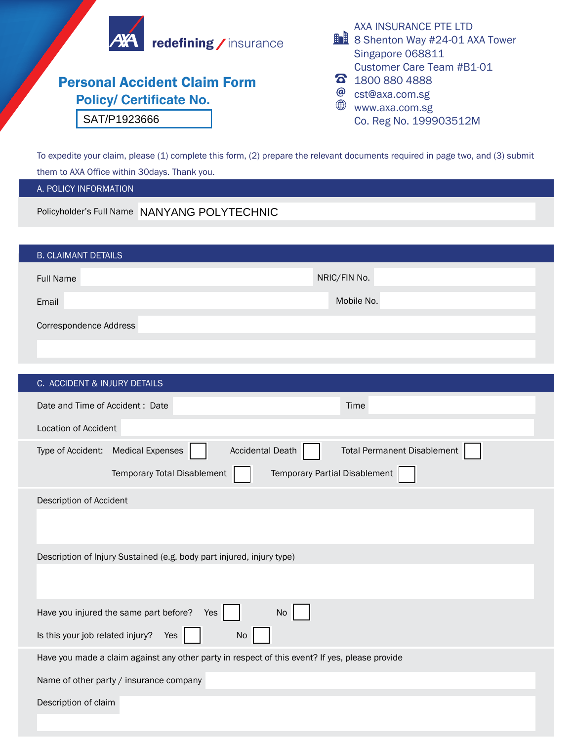AXA redefining / insurance

# Personal Accident Claim Form

## Policy/ Certificate No.

SAT/P1923666

AXA INSURANCE PTE LTD
8 Shenton Way #24-01 AXA Tower
Singapore 068811
Customer Care Team #B1-01
1800 880 4888
cst@axa.com.sg
www.axa.com.sg
Co. Reg No. 199903512M

To expedite your claim, please (1) complete this form, (2) prepare the relevant documents required in page two, and (3) submit them to AXA Office within 30days. Thank you.

### A. POLICY INFORMATION

Policyholder's Full Name: NANYANG POLYTECHNIC

### B. CLAIMANT DETAILS

Full Name: ______ NRIC/FIN No.: ______

Email: ______ Mobile No.: ______

Correspondence Address: ______

### C. ACCIDENT & INJURY DETAILS

Date and Time of Accident : Date ______ Time ______

Location of Accident: ______

Type of Accident: Medical Expenses ☐ Accidental Death ☐ Total Permanent Disablement ☐ Temporary Total Disablement ☐ Temporary Partial Disablement ☐

Description of Accident

______

Description of Injury Sustained (e.g. body part injured, injury type)

______

Have you injured the same part before? Yes ☐ No ☐

Is this your job related injury? Yes ☐ No ☐

Have you made a claim against any other party in respect of this event? If yes, please provide

Name of other party / insurance company: ______

Description of claim: ______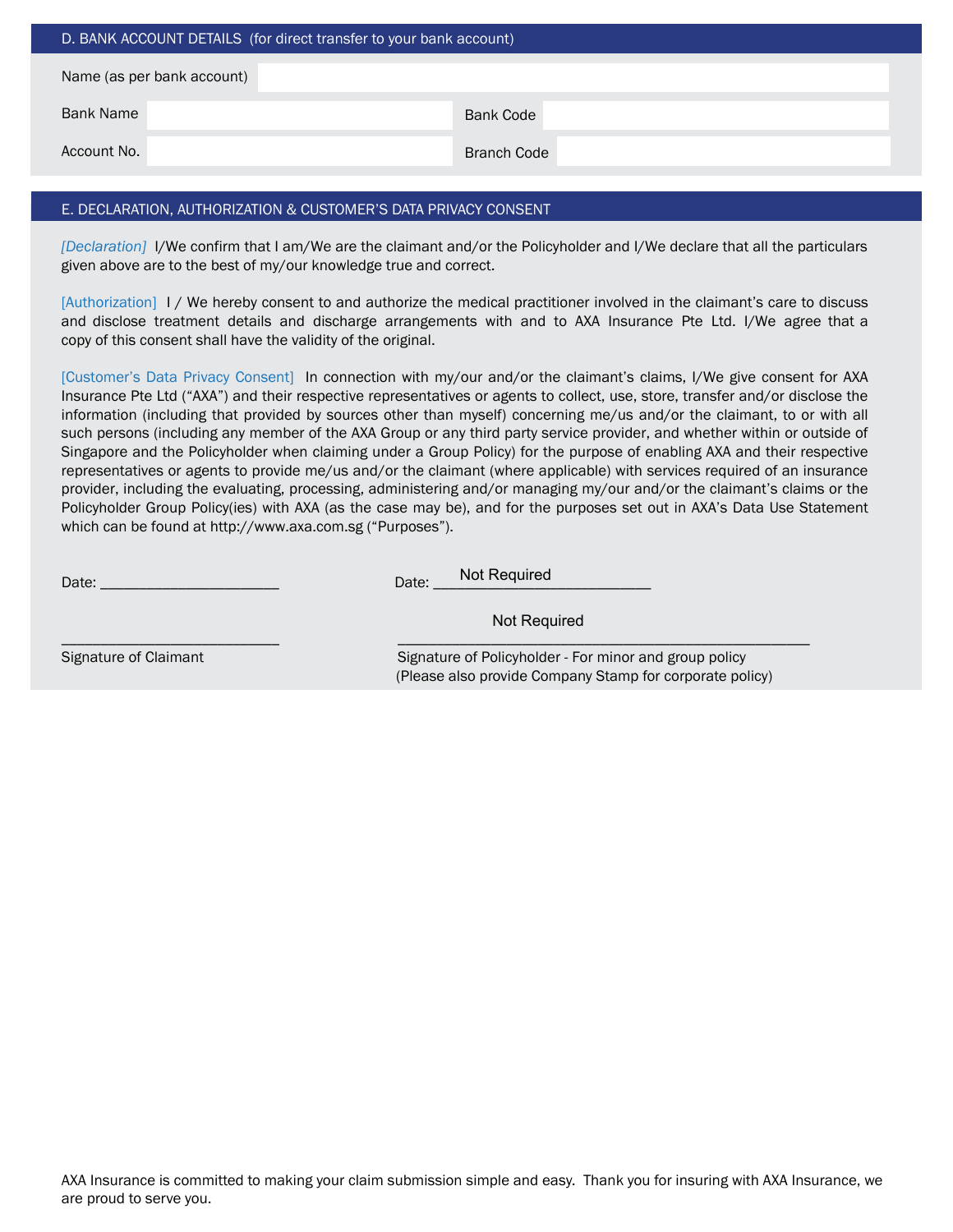## D. BANK ACCOUNT DETAILS (for direct transfer to your bank account)

| | | | |
|---|---|---|---|
| Name (as per bank account) | | | |
| Bank Name | | Bank Code | |
| Account No. | | Branch Code | |

## E. DECLARATION, AUTHORIZATION & CUSTOMER'S DATA PRIVACY CONSENT

*[Declaration]* I/We confirm that I am/We are the claimant and/or the Policyholder and I/We declare that all the particulars given above are to the best of my/our knowledge true and correct.

[Authorization] I / We hereby consent to and authorize the medical practitioner involved in the claimant's care to discuss and disclose treatment details and discharge arrangements with and to AXA Insurance Pte Ltd. I/We agree that a copy of this consent shall have the validity of the original.

[Customer's Data Privacy Consent] In connection with my/our and/or the claimant's claims, I/We give consent for AXA Insurance Pte Ltd ("AXA") and their respective representatives or agents to collect, use, store, transfer and/or disclose the information (including that provided by sources other than myself) concerning me/us and/or the claimant, to or with all such persons (including any member of the AXA Group or any third party service provider, and whether within or outside of Singapore and the Policyholder when claiming under a Group Policy) for the purpose of enabling AXA and their respective representatives or agents to provide me/us and/or the claimant (where applicable) with services required of an insurance provider, including the evaluating, processing, administering and/or managing my/our and/or the claimant's claims or the Policyholder Group Policy(ies) with AXA (as the case may be), and for the purposes set out in AXA's Data Use Statement which can be found at http://www.axa.com.sg ("Purposes").

Date: ______________________

Signature of Claimant

Date: Not Required

Not Required

Signature of Policyholder - For minor and group policy
(Please also provide Company Stamp for corporate policy)

AXA Insurance is committed to making your claim submission simple and easy. Thank you for insuring with AXA Insurance, we are proud to serve you.